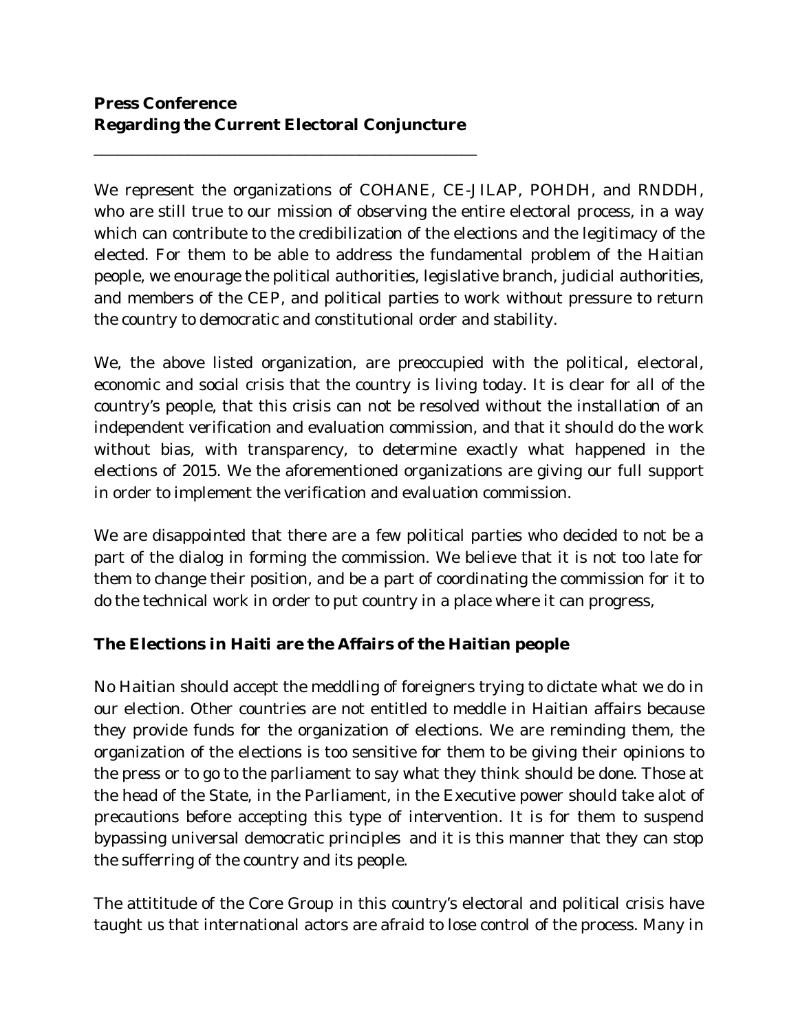**Press Conference**
**Regarding the Current Electoral Conjuncture**

---

We represent the organizations of COHANE, CE-JILAP, POHDH, and RNDDH, who are still true to our mission of observing the entire electoral process, in a way which can contribute to the credibilization of the elections and the legitimacy of the elected. For them to be able to address the fundamental problem of the Haitian people, we enourage the political authorities, legislative branch, judicial authorities, and members of the CEP, and political parties to work without pressure to return the country to democratic and constitutional order and stability.

We, the above listed organization, are preoccupied with the political, electoral, economic and social crisis that the country is living today. It is clear for all of the country's people, that this crisis can not be resolved without the installation of an independent verification and evaluation commission, and that it should do the work without bias, with transparency, to determine exactly what happened in the elections of 2015. We the aforementioned organizations are giving our full support in order to implement the verification and evaluation commission.

We are disappointed that there are a few political parties who decided to not be a part of the dialog in forming the commission. We believe that it is not too late for them to change their position, and be a part of coordinating the commission for it to do the technical work in order to put country in a place where it can progress,

## The Elections in Haiti are the Affairs of the Haitian people

No Haitian should accept the meddling of foreigners trying to dictate what we do in our election. Other countries are not entitled to meddle in Haitian affairs because they provide funds for the organization of elections. We are reminding them, the organization of the elections is too sensitive for them to be giving their opinions to the press or to go to the parliament to say what they think should be done. Those at the head of the State, in the Parliament, in the Executive power should take alot of precautions before accepting this type of intervention. It is for them to suspend bypassing universal democratic principles and it is this manner that they can stop the sufferring of the country and its people.

The attititude of the Core Group in this country's electoral and political crisis have taught us that international actors are afraid to lose control of the process. Many in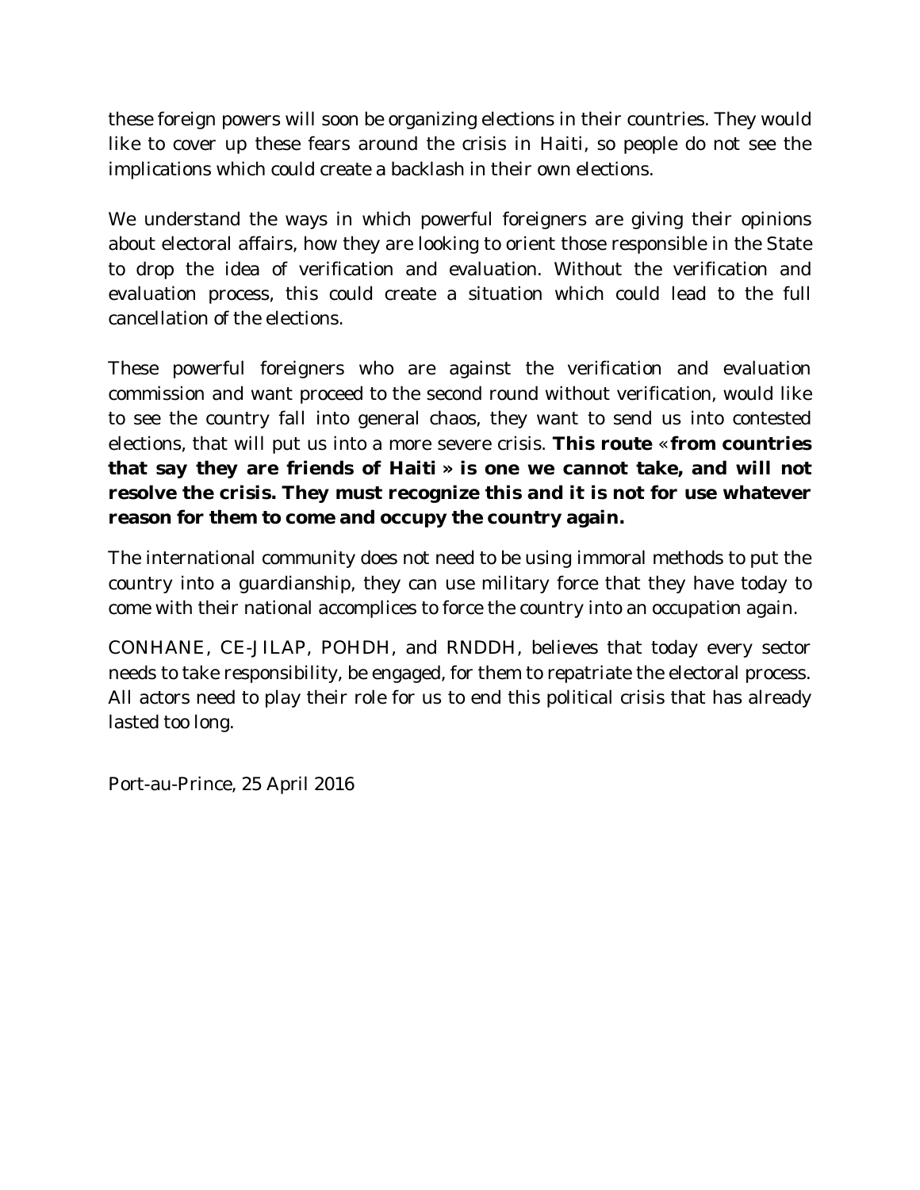these foreign powers will soon be organizing elections in their countries. They would like to cover up these fears around the crisis in Haiti, so people do not see the implications which could create a backlash in their own elections.

We understand the ways in which powerful foreigners are giving their opinions about electoral affairs, how they are looking to orient those responsible in the State to drop the idea of verification and evaluation. Without the verification and evaluation process, this could create a situation which could lead to the full cancellation of the elections.

These powerful foreigners who are against the verification and evaluation commission and want proceed to the second round without verification, would like to see the country fall into general chaos, they want to send us into contested elections, that will put us into a more severe crisis. **This route « from countries that say they are friends of Haiti » is one we cannot take, and will not resolve the crisis. They must recognize this and it is not for use whatever reason for them to come and occupy the country again.**

The international community does not need to be using immoral methods to put the country into a guardianship, they can use military force that they have today to come with their national accomplices to force the country into an occupation again.

CONHANE, CE-JILAP, POHDH, and RNDDH, believes that today every sector needs to take responsibility, be engaged, for them to repatriate the electoral process. All actors need to play their role for us to end this political crisis that has already lasted too long.

Port-au-Prince, 25 April 2016